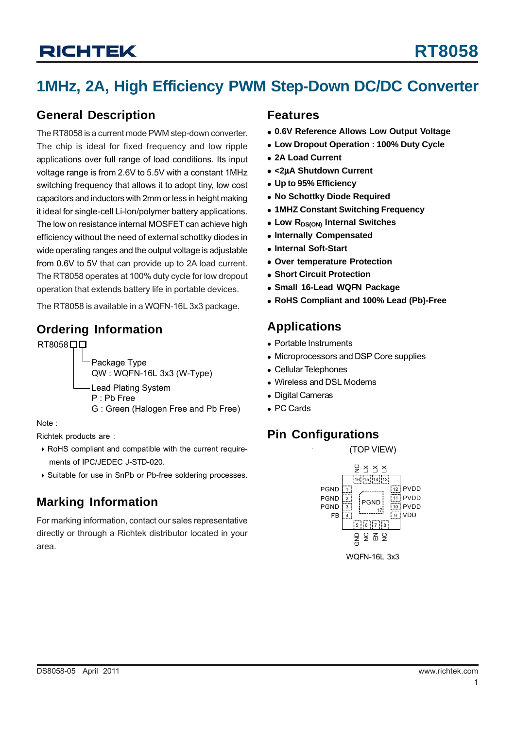# 1MHz, 2A, High Efficiency PWM Step-Down DC/DC Converter

## General Description

The RT8058 is a current mode PWM step-down converter. The chip is ideal for fixed frequency and low ripple applications over full range of load conditions. Its input voltage range is from 2.6V to 5.5V with a constant 1MHz switching frequency that allows it to adopt tiny, low cost capacitors and inductors with 2mm or less in height making it ideal for single-cell Li-lon/polymer battery applications. The low on resistance internal MOSFET can achieve high efficiency without the need of external schottky diodes in wide operating ranges and the output voltage is adjustable from 0.6V to 5V that can provide up to 2A load current. The RT8058 operates at 100% duty cycle for low dropout operation that extends battery life in portable devices.

The RT8058 is available in a WQFN-16L 3x3 package.

## Ordering Information

RT8058□□

- Package Type
  - QW : WQFN-16L 3x3 (W-Type)
- Lead Plating System
  - P : Pb Free
  - G : Green (Halogen Free and Pb Free)

Note :

Richtek products are :

- RoHS compliant and compatible with the current requirements of IPC/JEDEC J-STD-020.
- Suitable for use in SnPb or Pb-free soldering processes.

## Marking Information

For marking information, contact our sales representative directly or through a Richtek distributor located in your area.

## Features

- **0.6V Reference Allows Low Output Voltage**
- **Low Dropout Operation : 100% Duty Cycle**
- **2A Load Current**
- **<2μA Shutdown Current**
- **Up to 95% Efficiency**
- **No Schottky Diode Required**
- **1MHZ Constant Switching Frequency**
- **Low $R_{DS(ON)}$ Internal Switches**
- **Internally Compensated**
- **Internal Soft-Start**
- **Over temperature Protection**
- **Short Circuit Protection**
- **Small 16-Lead WQFN Package**
- **RoHS Compliant and 100% Lead (Pb)-Free**

## Applications

- Portable Instruments
- Microprocessors and DSP Core supplies
- Cellular Telephones
- Wireless and DSL Modems
- Digital Cameras
- PC Cards

## Pin Configurations

(TOP VIEW)

| Pin | Name | Pin | Name |
|---|---|---|---|
| 1 | PGND | 9 | VDD |
| 2 | PGND | 10 | PVDD |
| 3 | PGND | 11 | PVDD |
| 4 | FB | 12 | PVDD |
| 5 | GND | 13 | LX |
| 6 | NC | 14 | LX |
| 7 | EN | 15 | LX |
| 8 | NC | 16 | NC |
| 17 (Exposed Pad) | PGND | | |

WQFN-16L 3x3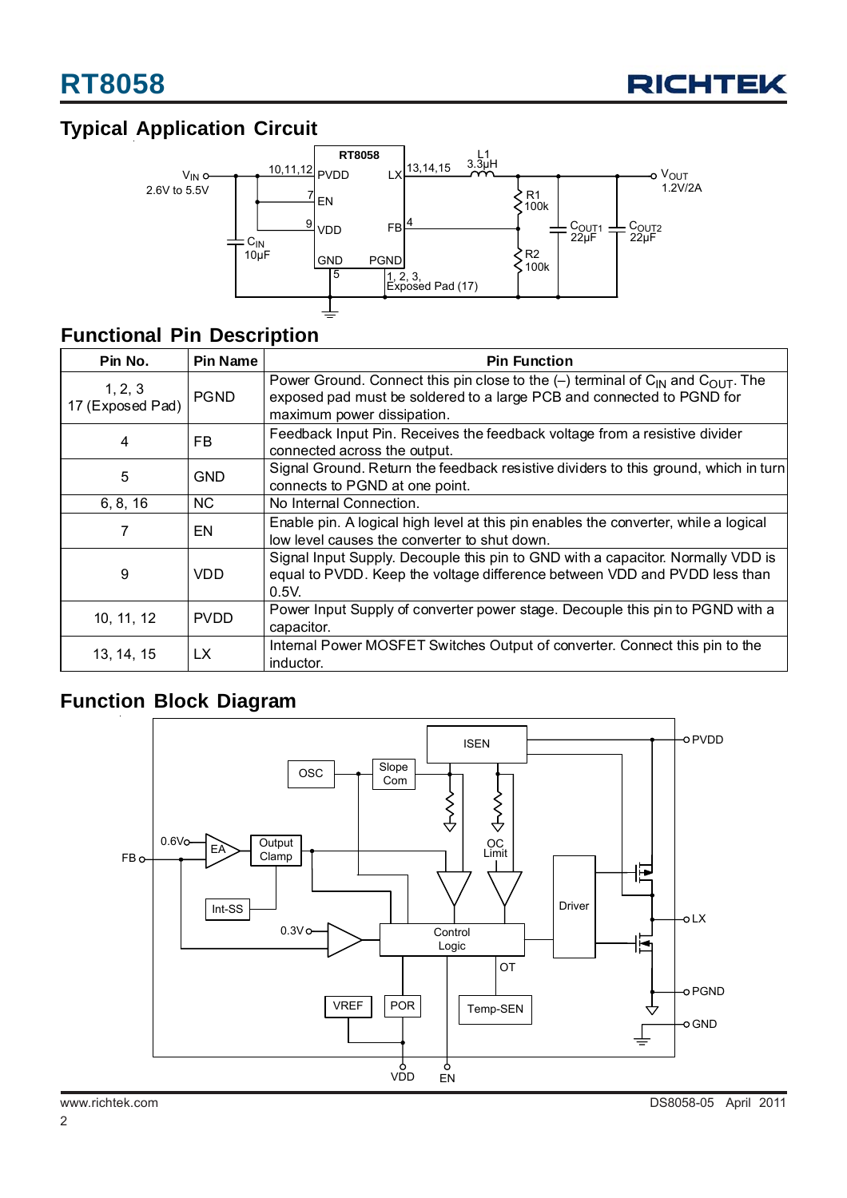## Typical Application Circuit

## Functional Pin Description

| Pin No. | Pin Name | Pin Function |
|---|---|---|
| 1, 2, 3<br>17 (Exposed Pad) | PGND | Power Ground. Connect this pin close to the (−) terminal of $C_{IN}$ and $C_{OUT}$. The exposed pad must be soldered to a large PCB and connected to PGND for maximum power dissipation. |
| 4 | FB | Feedback Input Pin. Receives the feedback voltage from a resistive divider connected across the output. |
| 5 | GND | Signal Ground. Return the feedback resistive dividers to this ground, which in turn connects to PGND at one point. |
| 6, 8, 16 | NC | No Internal Connection. |
| 7 | EN | Enable pin. A logical high level at this pin enables the converter, while a logical low level causes the converter to shut down. |
| 9 | VDD | Signal Input Supply. Decouple this pin to GND with a capacitor. Normally VDD is equal to PVDD. Keep the voltage difference between VDD and PVDD less than 0.5V. |
| 10, 11, 12 | PVDD | Power Input Supply of converter power stage. Decouple this pin to PGND with a capacitor. |
| 13, 14, 15 | LX | Internal Power MOSFET Switches Output of converter. Connect this pin to the inductor. |

## Function Block Diagram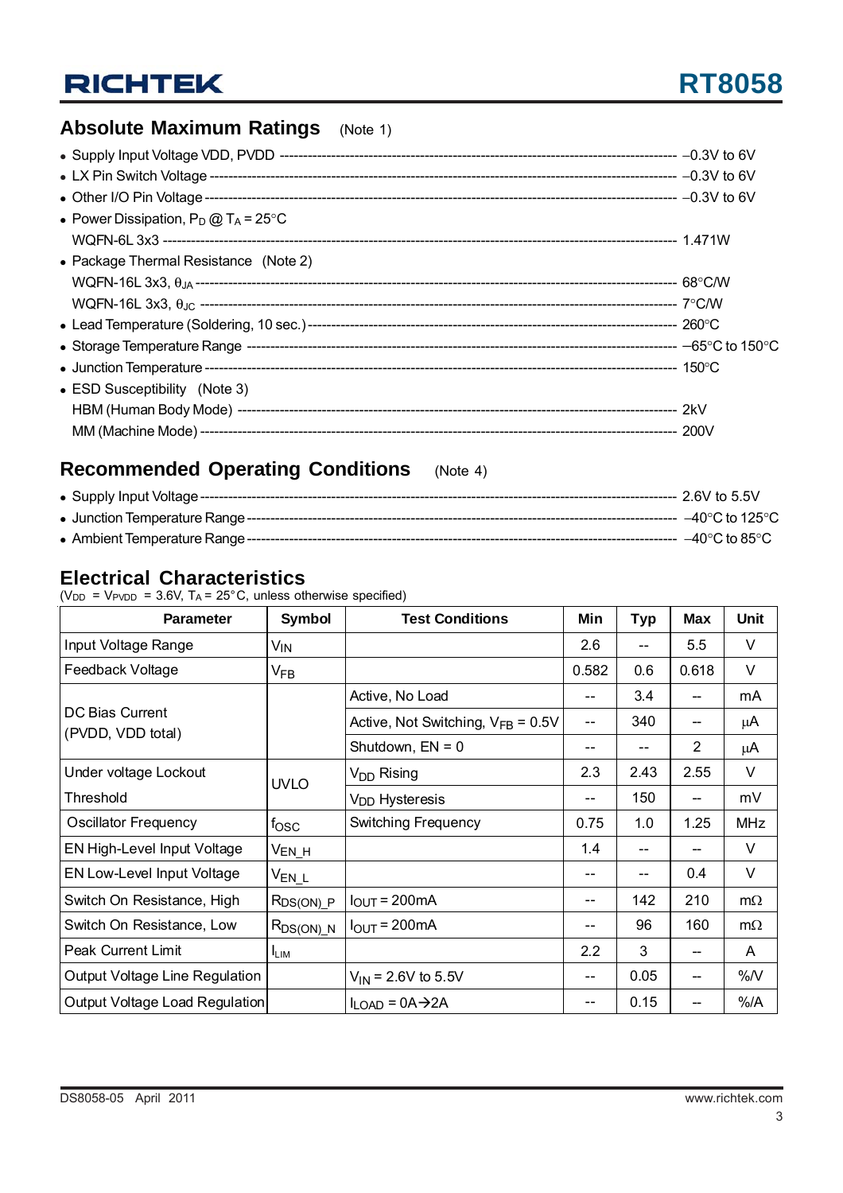## Absolute Maximum Ratings (Note 1)

- Supply Input Voltage VDD, PVDD ---------- −0.3V to 6V
- LX Pin Switch Voltage ---------- −0.3V to 6V
- Other I/O Pin Voltage ---------- −0.3V to 6V
- Power Dissipation, $P_D$ @ $T_A$ = 25°C
  WQFN-6L 3x3 ---------- 1.471W
- Package Thermal Resistance (Note 2)
  WQFN-16L 3x3, $\theta_{JA}$ ---------- 68°C/W
  WQFN-16L 3x3, $\theta_{JC}$ ---------- 7°C/W
- Lead Temperature (Soldering, 10 sec.) ---------- 260°C
- Storage Temperature Range ---------- −65°C to 150°C
- Junction Temperature ---------- 150°C
- ESD Susceptibility (Note 3)
  HBM (Human Body Mode) ---------- 2kV
  MM (Machine Mode) ---------- 200V

## Recommended Operating Conditions (Note 4)

- Supply Input Voltage ---------- 2.6V to 5.5V
- Junction Temperature Range ---------- −40°C to 125°C
- Ambient Temperature Range ---------- −40°C to 85°C

## Electrical Characteristics

($V_{DD}$ = $V_{PVDD}$ = 3.6V, $T_A$ = 25°C, unless otherwise specified)

| Parameter | Symbol | Test Conditions | Min | Typ | Max | Unit |
|---|---|---|---|---|---|---|
| Input Voltage Range | $V_{IN}$ | | 2.6 | -- | 5.5 | V |
| Feedback Voltage | $V_{FB}$ | | 0.582 | 0.6 | 0.618 | V |
| DC Bias Current (PVDD, VDD total) | | Active, No Load | -- | 3.4 | -- | mA |
| | | Active, Not Switching, $V_{FB}$ = 0.5V | -- | 340 | -- | μA |
| | | Shutdown, EN = 0 | -- | -- | 2 | μA |
| Under voltage Lockout Threshold | UVLO | $V_{DD}$ Rising | 2.3 | 2.43 | 2.55 | V |
| | | $V_{DD}$ Hysteresis | -- | 150 | -- | mV |
| Oscillator Frequency | $f_{OSC}$ | Switching Frequency | 0.75 | 1.0 | 1.25 | MHz |
| EN High-Level Input Voltage | $V_{EN\_H}$ | | 1.4 | -- | -- | V |
| EN Low-Level Input Voltage | $V_{EN\_L}$ | | -- | -- | 0.4 | V |
| Switch On Resistance, High | $R_{DS(ON)\_P}$ | $I_{OUT}$ = 200mA | -- | 142 | 210 | mΩ |
| Switch On Resistance, Low | $R_{DS(ON)\_N}$ | $I_{OUT}$ = 200mA | -- | 96 | 160 | mΩ |
| Peak Current Limit | $I_{LIM}$ | | 2.2 | 3 | -- | A |
| Output Voltage Line Regulation | | $V_{IN}$ = 2.6V to 5.5V | -- | 0.05 | -- | %/V |
| Output Voltage Load Regulation | | $I_{LOAD}$ = 0A→2A | -- | 0.15 | -- | %/A |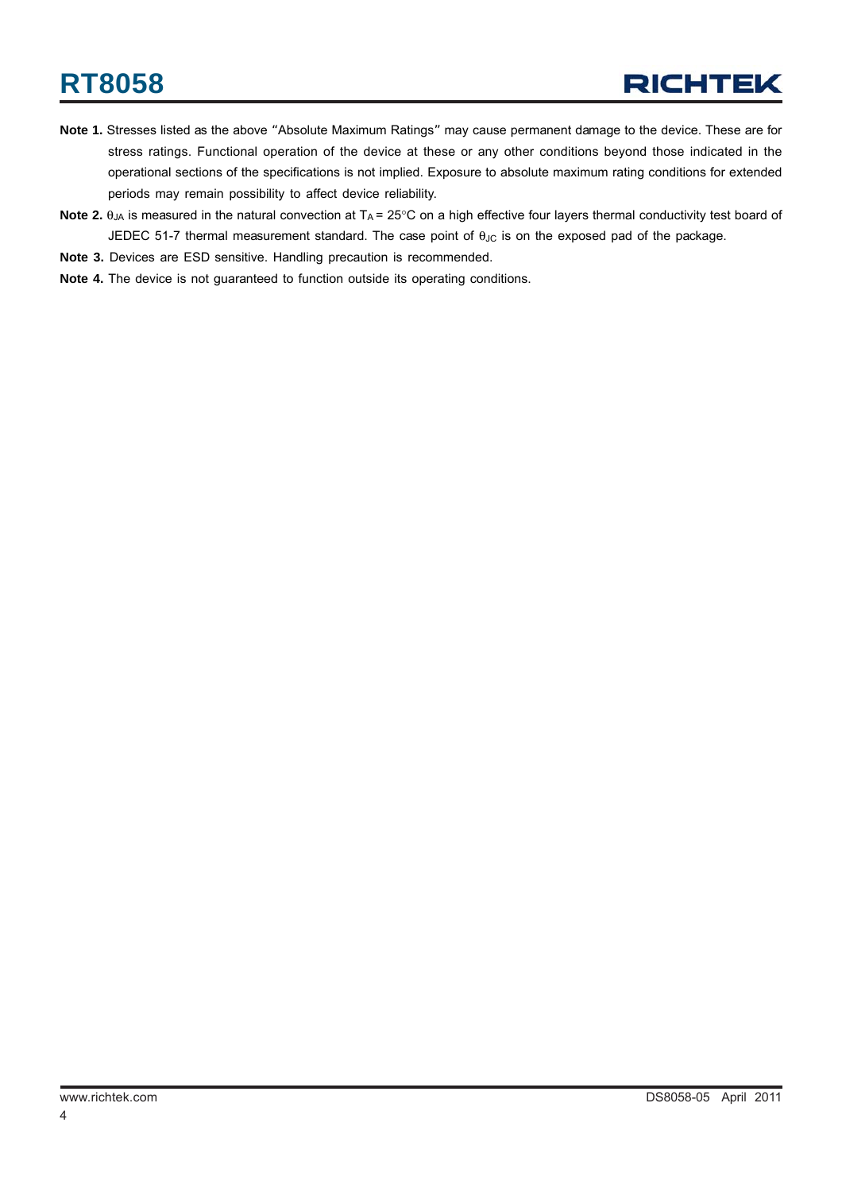**Note 1.** Stresses listed as the above "Absolute Maximum Ratings" may cause permanent damage to the device. These are for stress ratings. Functional operation of the device at these or any other conditions beyond those indicated in the operational sections of the specifications is not implied. Exposure to absolute maximum rating conditions for extended periods may remain possibility to affect device reliability.

**Note 2.** $\theta_{JA}$ is measured in the natural convection at $T_A = 25°C$ on a high effective four layers thermal conductivity test board of JEDEC 51-7 thermal measurement standard. The case point of $\theta_{JC}$ is on the exposed pad of the package.

**Note 3.** Devices are ESD sensitive. Handling precaution is recommended.

**Note 4.** The device is not guaranteed to function outside its operating conditions.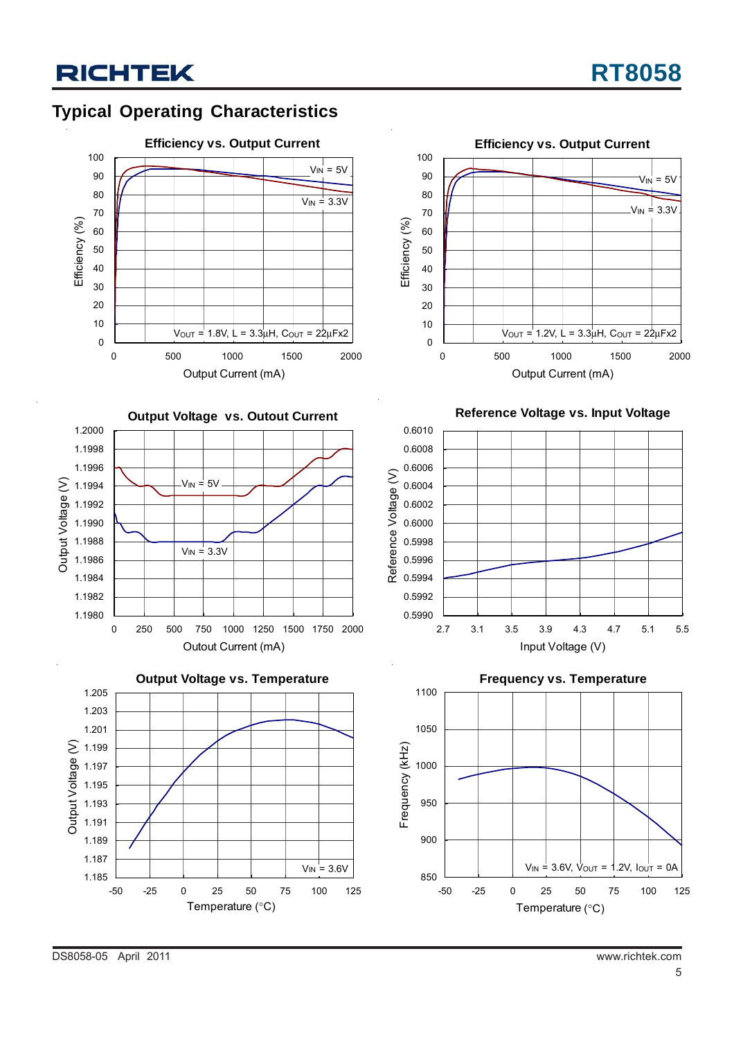## Typical Operating Characteristics

**Efficiency vs. Output Current**

- Y-axis: Efficiency (%), 0 to 100
- X-axis: Output Current (mA), 0 to 2000
- Curves: $V_{IN}$ = 5V, $V_{IN}$ = 3.3V
- Conditions: $V_{OUT}$ = 1.8V, L = 3.3μH, $C_{OUT}$ = 22μFx2

**Efficiency vs. Output Current**

- Y-axis: Efficiency (%), 0 to 100
- X-axis: Output Current (mA), 0 to 2000
- Curves: $V_{IN}$ = 5V, $V_{IN}$ = 3.3V
- Conditions: $V_{OUT}$ = 1.2V, L = 3.3μH, $C_{OUT}$ = 22μFx2

**Output Voltage vs. Outout Current**

- Y-axis: Output Voltage (V), 1.1980 to 1.2000
- X-axis: Outout Current (mA), 0 to 2000
- Curves: $V_{IN}$ = 5V, $V_{IN}$ = 3.3V

**Reference Voltage vs. Input Voltage**

- Y-axis: Reference Voltage (V), 0.5990 to 0.6010
- X-axis: Input Voltage (V), 2.7 to 5.5

**Output Voltage vs. Temperature**

- Y-axis: Output Voltage (V), 1.185 to 1.205
- X-axis: Temperature (°C), -50 to 125
- Conditions: $V_{IN}$ = 3.6V

**Frequency vs. Temperature**

- Y-axis: Frequency (kHz), 850 to 1100
- X-axis: Temperature (°C), -50 to 125
- Conditions: $V_{IN}$ = 3.6V, $V_{OUT}$ = 1.2V, $I_{OUT}$ = 0A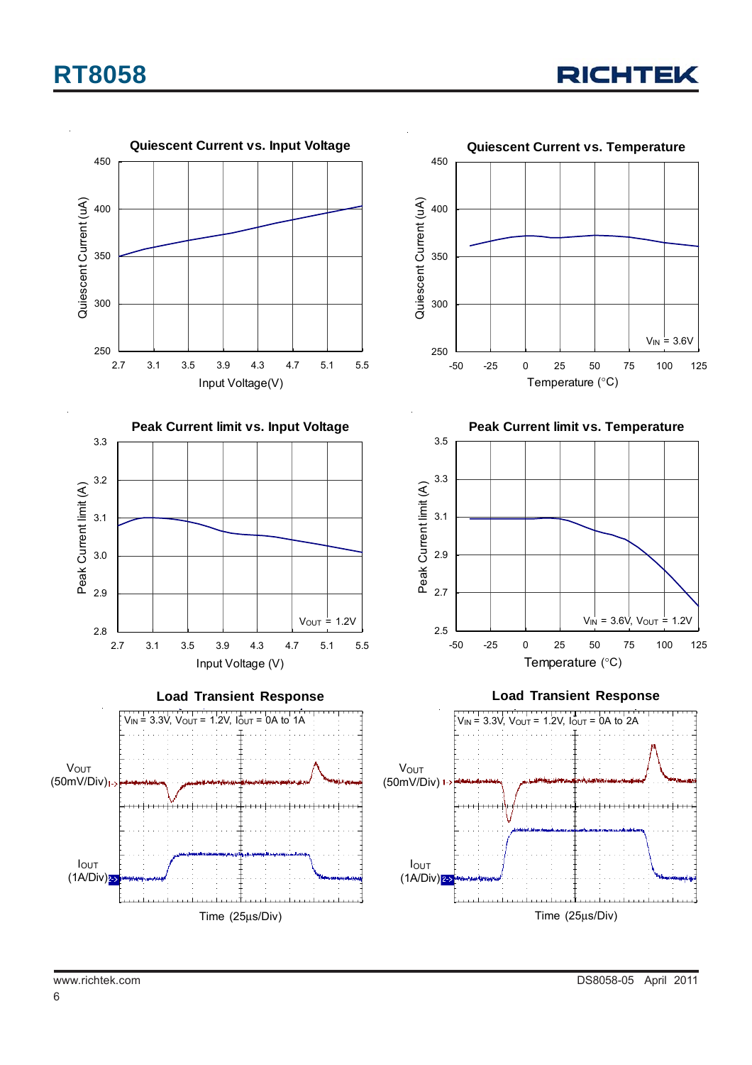### Quiescent Current vs. Input Voltage

Quiescent Current (uA) vs. Input Voltage(V)

### Quiescent Current vs. Temperature

Quiescent Current (uA) vs. Temperature (°C)

$V_{IN}$ = 3.6V

### Peak Current limit vs. Input Voltage

Peak Current limit (A) vs. Input Voltage (V)

$V_{OUT}$ = 1.2V

### Peak Current limit vs. Temperature

Peak Current limit (A) vs. Temperature (°C)

$V_{IN}$ = 3.6V, $V_{OUT}$ = 1.2V

### Load Transient Response

$V_{IN}$ = 3.3V, $V_{OUT}$ = 1.2V, $I_{OUT}$ = 0A to 1A

$V_{OUT}$ (50mV/Div)

$I_{OUT}$ (1A/Div)

Time (25μs/Div)

### Load Transient Response

$V_{IN}$ = 3.3V, $V_{OUT}$ = 1.2V, $I_{OUT}$ = 0A to 2A

$V_{OUT}$ (50mV/Div)

$I_{OUT}$ (1A/Div)

Time (25μs/Div)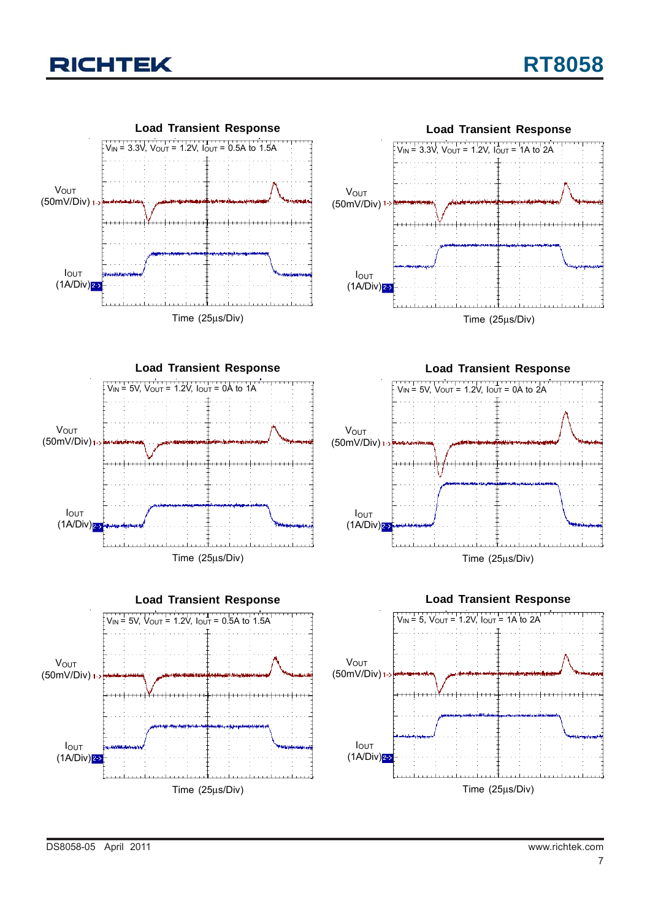**Load Transient Response**

$V_{IN}$ = 3.3V, $V_{OUT}$ = 1.2V, $I_{OUT}$ = 0.5A to 1.5A

$V_{OUT}$ (50mV/Div)

$I_{OUT}$ (1A/Div)

Time (25μs/Div)

**Load Transient Response**

$V_{IN}$ = 3.3V, $V_{OUT}$ = 1.2V, $I_{OUT}$ = 1A to 2A

$V_{OUT}$ (50mV/Div)

$I_{OUT}$ (1A/Div)

Time (25μs/Div)

**Load Transient Response**

$V_{IN}$ = 5V, $V_{OUT}$ = 1.2V, $I_{OUT}$ = 0A to 1A

$V_{OUT}$ (50mV/Div)

$I_{OUT}$ (1A/Div)

Time (25μs/Div)

**Load Transient Response**

$V_{IN}$ = 5V, $V_{OUT}$ = 1.2V, $I_{OUT}$ = 0A to 2A

$V_{OUT}$ (50mV/Div)

$I_{OUT}$ (1A/Div)

Time (25μs/Div)

**Load Transient Response**

$V_{IN}$ = 5V, $V_{OUT}$ = 1.2V, $I_{OUT}$ = 0.5A to 1.5A

$V_{OUT}$ (50mV/Div)

$I_{OUT}$ (1A/Div)

Time (25μs/Div)

**Load Transient Response**

$V_{IN}$ = 5, $V_{OUT}$ = 1.2V, $I_{OUT}$ = 1A to 2A

$V_{OUT}$ (50mV/Div)

$I_{OUT}$ (1A/Div)

Time (25μs/Div)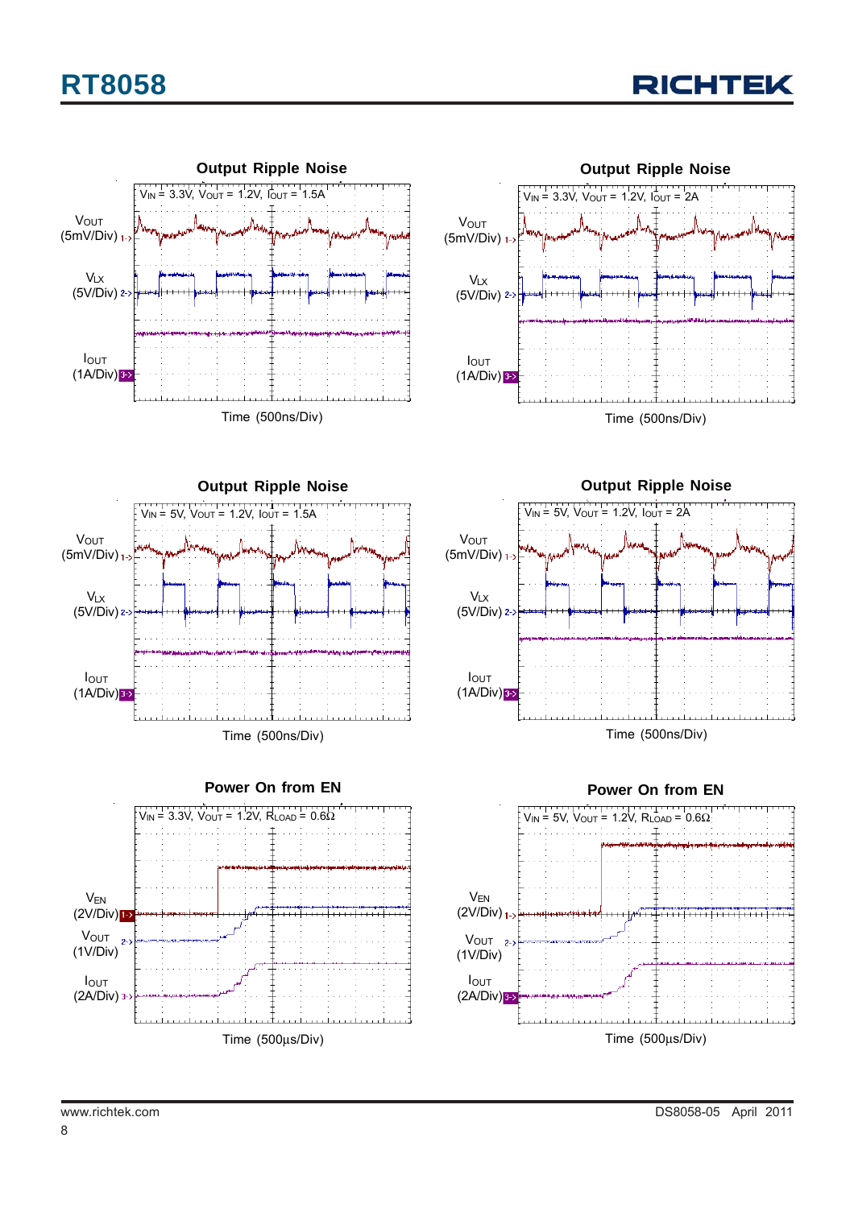**Output Ripple Noise**

$V_{IN}$ = 3.3V, $V_{OUT}$ = 1.2V, $I_{OUT}$ = 1.5A

$V_{OUT}$ (5mV/Div)

$V_{LX}$ (5V/Div)

$I_{OUT}$ (1A/Div)

Time (500ns/Div)

**Output Ripple Noise**

$V_{IN}$ = 3.3V, $V_{OUT}$ = 1.2V, $I_{OUT}$ = 2A

$V_{OUT}$ (5mV/Div)

$V_{LX}$ (5V/Div)

$I_{OUT}$ (1A/Div)

Time (500ns/Div)

**Output Ripple Noise**

$V_{IN}$ = 5V, $V_{OUT}$ = 1.2V, $I_{OUT}$ = 1.5A

$V_{OUT}$ (5mV/Div)

$V_{LX}$ (5V/Div)

$I_{OUT}$ (1A/Div)

Time (500ns/Div)

**Output Ripple Noise**

$V_{IN}$ = 5V, $V_{OUT}$ = 1.2V, $I_{OUT}$ = 2A

$V_{OUT}$ (5mV/Div)

$V_{LX}$ (5V/Div)

$I_{OUT}$ (1A/Div)

Time (500ns/Div)

**Power On from EN**

$V_{IN}$ = 3.3V, $V_{OUT}$ = 1.2V, $R_{LOAD}$ = 0.6Ω

$V_{EN}$ (2V/Div)

$V_{OUT}$ (1V/Div)

$I_{OUT}$ (2A/Div)

Time (500μs/Div)

**Power On from EN**

$V_{IN}$ = 5V, $V_{OUT}$ = 1.2V, $R_{LOAD}$ = 0.6Ω

$V_{EN}$ (2V/Div)

$V_{OUT}$ (1V/Div)

$I_{OUT}$ (2A/Div)

Time (500μs/Div)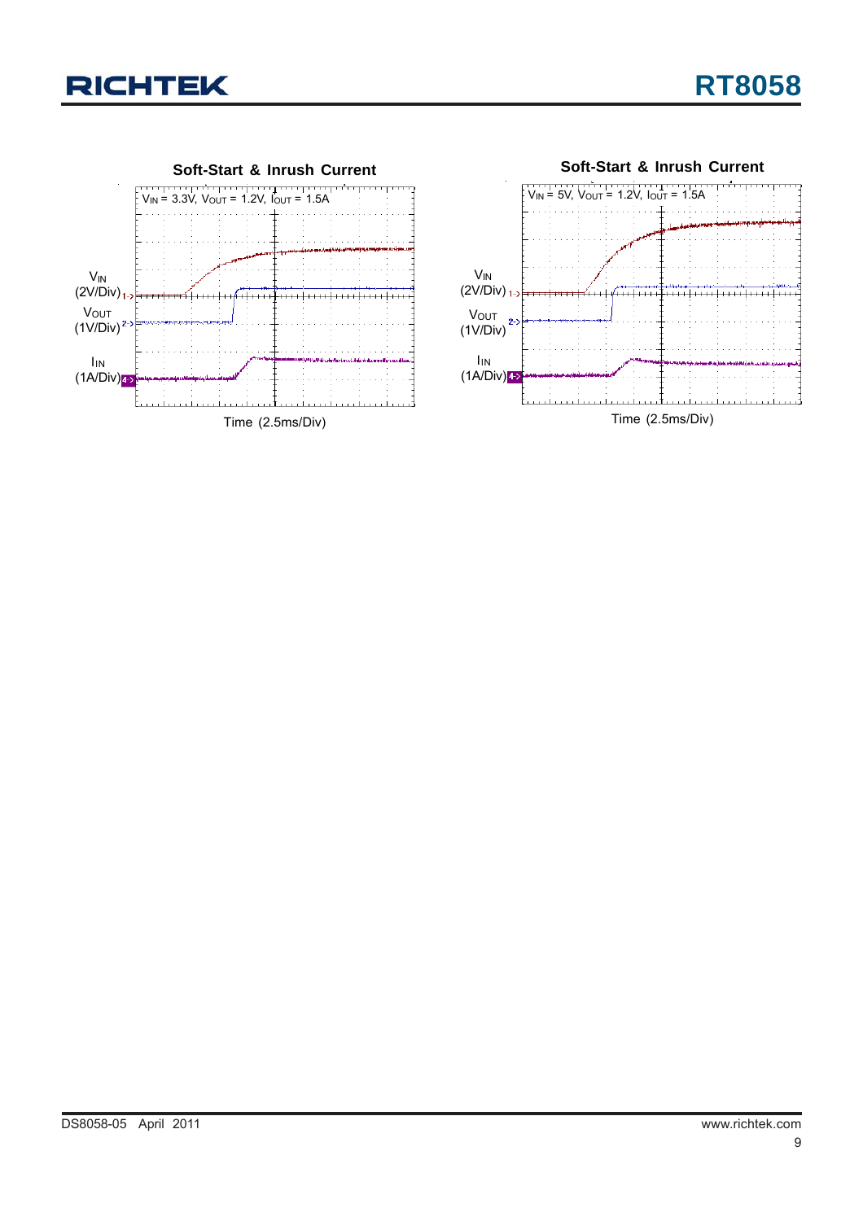**Soft-Start & Inrush Current**

$V_{IN}$ = 3.3V, $V_{OUT}$ = 1.2V, $I_{OUT}$ = 1.5A

$V_{IN}$ (2V/Div)

$V_{OUT}$ (1V/Div)

$I_{IN}$ (1A/Div)

Time (2.5ms/Div)

**Soft-Start & Inrush Current**

$V_{IN}$ = 5V, $V_{OUT}$ = 1.2V, $I_{OUT}$ = 1.5A

$V_{IN}$ (2V/Div)

$V_{OUT}$ (1V/Div)

$I_{IN}$ (1A/Div)

Time (2.5ms/Div)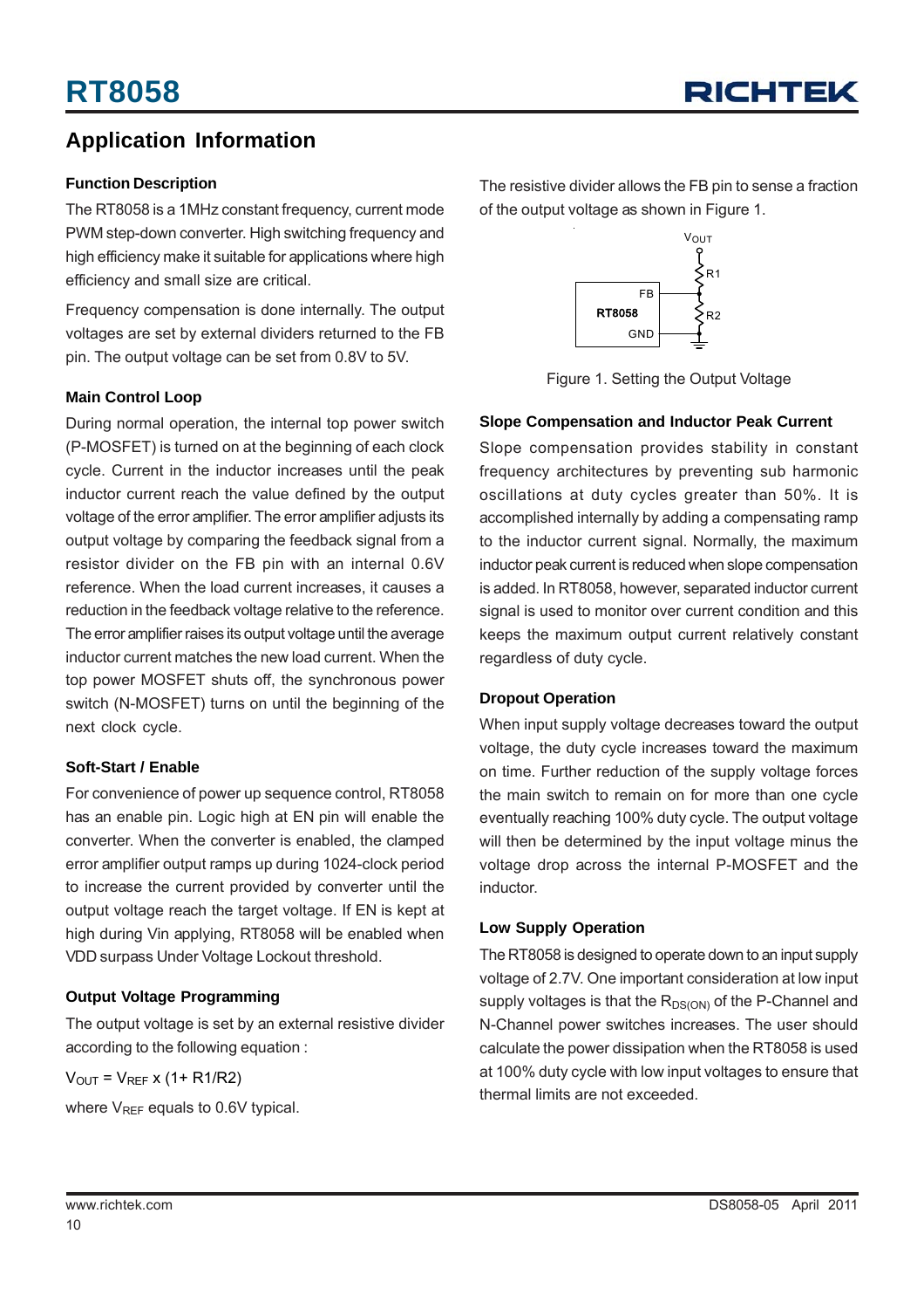## Application Information

### Function Description

The RT8058 is a 1MHz constant frequency, current mode PWM step-down converter. High switching frequency and high efficiency make it suitable for applications where high efficiency and small size are critical.

Frequency compensation is done internally. The output voltages are set by external dividers returned to the FB pin. The output voltage can be set from 0.8V to 5V.

### Main Control Loop

During normal operation, the internal top power switch (P-MOSFET) is turned on at the beginning of each clock cycle. Current in the inductor increases until the peak inductor current reach the value defined by the output voltage of the error amplifier. The error amplifier adjusts its output voltage by comparing the feedback signal from a resistor divider on the FB pin with an internal 0.6V reference. When the load current increases, it causes a reduction in the feedback voltage relative to the reference. The error amplifier raises its output voltage until the average inductor current matches the new load current. When the top power MOSFET shuts off, the synchronous power switch (N-MOSFET) turns on until the beginning of the next clock cycle.

### Soft-Start / Enable

For convenience of power up sequence control, RT8058 has an enable pin. Logic high at EN pin will enable the converter. When the converter is enabled, the clamped error amplifier output ramps up during 1024-clock period to increase the current provided by converter until the output voltage reach the target voltage. If EN is kept at high during Vin applying, RT8058 will be enabled when VDD surpass Under Voltage Lockout threshold.

### Output Voltage Programming

The output voltage is set by an external resistive divider according to the following equation :

$$V_{OUT} = V_{REF} \times (1 + R1/R2)$$

where $V_{REF}$ equals to 0.6V typical.

The resistive divider allows the FB pin to sense a fraction of the output voltage as shown in Figure 1.

Figure 1. Setting the Output Voltage

### Slope Compensation and Inductor Peak Current

Slope compensation provides stability in constant frequency architectures by preventing sub harmonic oscillations at duty cycles greater than 50%. It is accomplished internally by adding a compensating ramp to the inductor current signal. Normally, the maximum inductor peak current is reduced when slope compensation is added. In RT8058, however, separated inductor current signal is used to monitor over current condition and this keeps the maximum output current relatively constant regardless of duty cycle.

### Dropout Operation

When input supply voltage decreases toward the output voltage, the duty cycle increases toward the maximum on time. Further reduction of the supply voltage forces the main switch to remain on for more than one cycle eventually reaching 100% duty cycle. The output voltage will then be determined by the input voltage minus the voltage drop across the internal P-MOSFET and the inductor.

### Low Supply Operation

The RT8058 is designed to operate down to an input supply voltage of 2.7V. One important consideration at low input supply voltages is that the $R_{DS(ON)}$ of the P-Channel and N-Channel power switches increases. The user should calculate the power dissipation when the RT8058 is used at 100% duty cycle with low input voltages to ensure that thermal limits are not exceeded.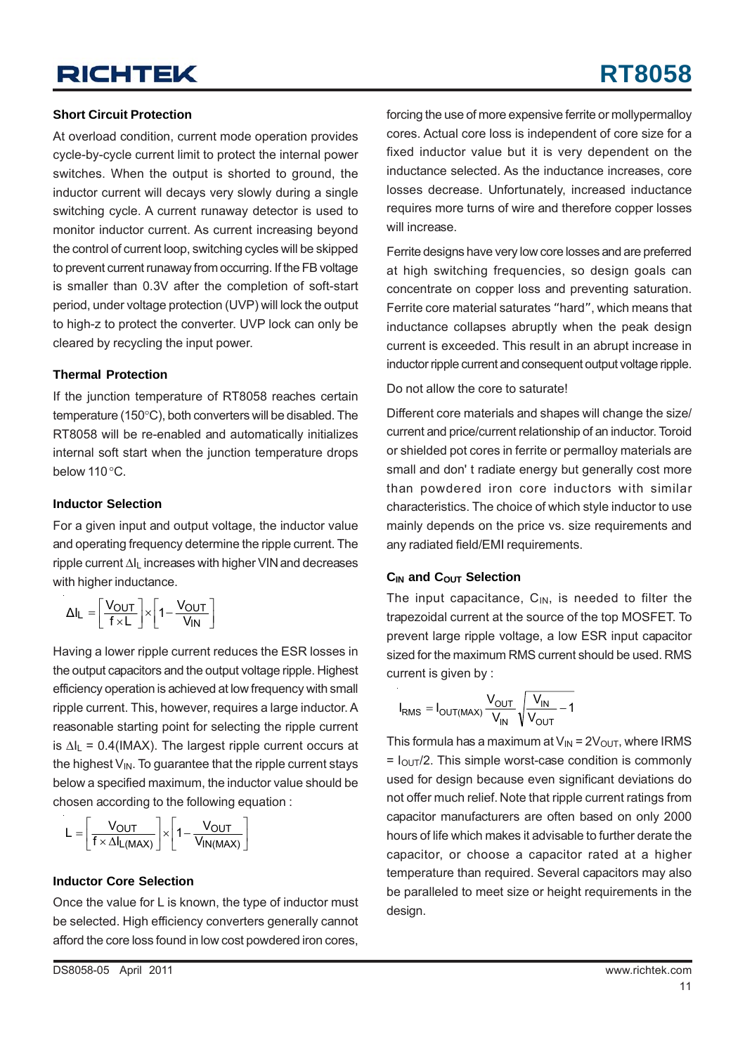### Short Circuit Protection

At overload condition, current mode operation provides cycle-by-cycle current limit to protect the internal power switches. When the output is shorted to ground, the inductor current will decays very slowly during a single switching cycle. A current runaway detector is used to monitor inductor current. As current increasing beyond the control of current loop, switching cycles will be skipped to prevent current runaway from occurring. If the FB voltage is smaller than 0.3V after the completion of soft-start period, under voltage protection (UVP) will lock the output to high-z to protect the converter. UVP lock can only be cleared by recycling the input power.

### Thermal Protection

If the junction temperature of RT8058 reaches certain temperature (150°C), both converters will be disabled. The RT8058 will be re-enabled and automatically initializes internal soft start when the junction temperature drops below 110°C.

### Inductor Selection

For a given input and output voltage, the inductor value and operating frequency determine the ripple current. The ripple current $\Delta I_L$ increases with higher VIN and decreases with higher inductance.

$$\Delta I_L = \left[\frac{V_{OUT}}{f \times L}\right] \times \left[1 - \frac{V_{OUT}}{V_{IN}}\right]$$

Having a lower ripple current reduces the ESR losses in the output capacitors and the output voltage ripple. Highest efficiency operation is achieved at low frequency with small ripple current. This, however, requires a large inductor. A reasonable starting point for selecting the ripple current is $\Delta I_L$ = 0.4(IMAX). The largest ripple current occurs at the highest $V_{IN}$. To guarantee that the ripple current stays below a specified maximum, the inductor value should be chosen according to the following equation :

$$L = \left[\frac{V_{OUT}}{f \times \Delta I_{L(MAX)}}\right] \times \left[1 - \frac{V_{OUT}}{V_{IN(MAX)}}\right]$$

### Inductor Core Selection

Once the value for L is known, the type of inductor must be selected. High efficiency converters generally cannot afford the core loss found in low cost powdered iron cores, forcing the use of more expensive ferrite or mollypermalloy cores. Actual core loss is independent of core size for a fixed inductor value but it is very dependent on the inductance selected. As the inductance increases, core losses decrease. Unfortunately, increased inductance requires more turns of wire and therefore copper losses will increase.

Ferrite designs have very low core losses and are preferred at high switching frequencies, so design goals can concentrate on copper loss and preventing saturation. Ferrite core material saturates "hard", which means that inductance collapses abruptly when the peak design current is exceeded. This result in an abrupt increase in inductor ripple current and consequent output voltage ripple.

Do not allow the core to saturate!

Different core materials and shapes will change the size/current and price/current relationship of an inductor. Toroid or shielded pot cores in ferrite or permalloy materials are small and don' t radiate energy but generally cost more than powdered iron core inductors with similar characteristics. The choice of which style inductor to use mainly depends on the price vs. size requirements and any radiated field/EMI requirements.

### $C_{IN}$ and $C_{OUT}$ Selection

The input capacitance, $C_{IN}$, is needed to filter the trapezoidal current at the source of the top MOSFET. To prevent large ripple voltage, a low ESR input capacitor sized for the maximum RMS current should be used. RMS current is given by :

$$I_{RMS} = I_{OUT(MAX)} \frac{V_{OUT}}{V_{IN}} \sqrt{\frac{V_{IN}}{V_{OUT}} - 1}$$

This formula has a maximum at $V_{IN} = 2V_{OUT}$, where IRMS = $I_{OUT}/2$. This simple worst-case condition is commonly used for design because even significant deviations do not offer much relief. Note that ripple current ratings from capacitor manufacturers are often based on only 2000 hours of life which makes it advisable to further derate the capacitor, or choose a capacitor rated at a higher temperature than required. Several capacitors may also be paralleled to meet size or height requirements in the design.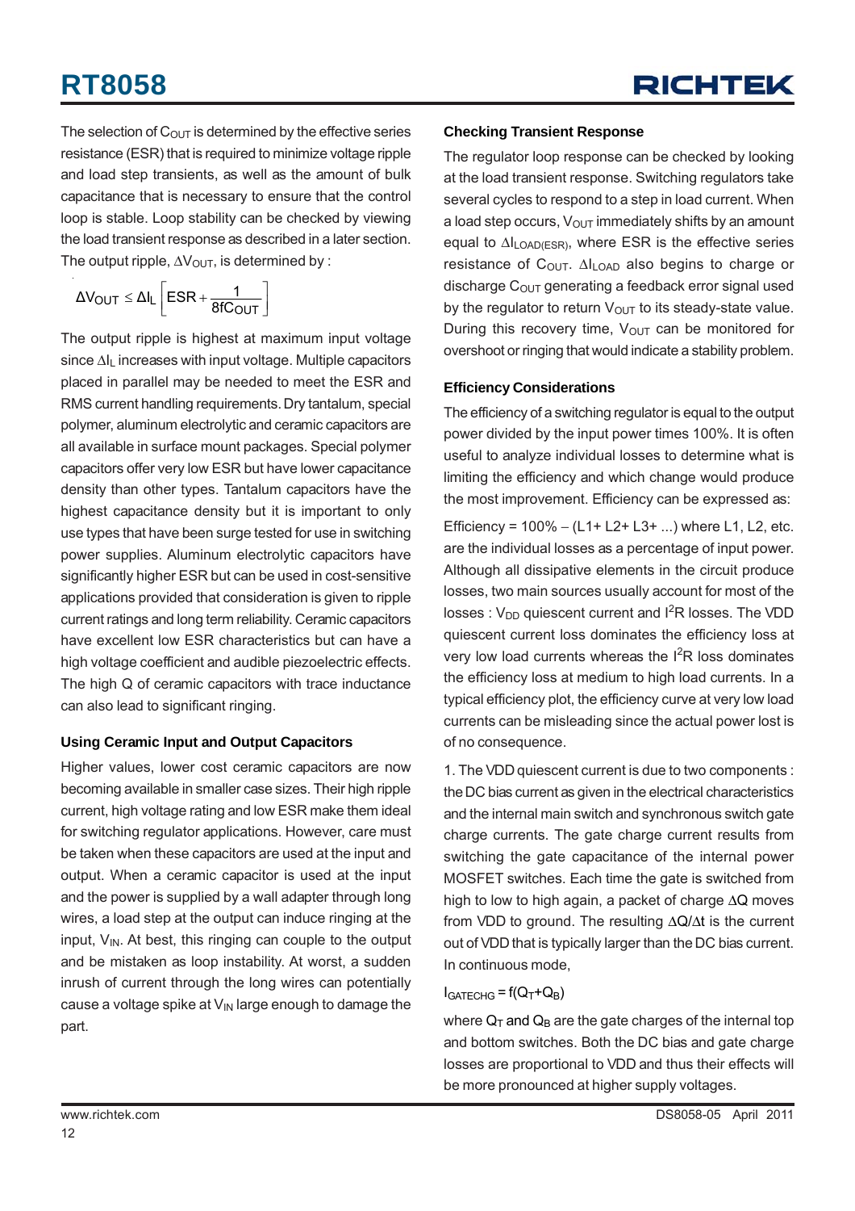The selection of $C_{OUT}$ is determined by the effective series resistance (ESR) that is required to minimize voltage ripple and load step transients, as well as the amount of bulk capacitance that is necessary to ensure that the control loop is stable. Loop stability can be checked by viewing the load transient response as described in a later section. The output ripple, $\Delta V_{OUT}$, is determined by :

$$\Delta V_{OUT} \leq \Delta I_L \left[ ESR + \frac{1}{8fC_{OUT}} \right]$$

The output ripple is highest at maximum input voltage since $\Delta I_L$ increases with input voltage. Multiple capacitors placed in parallel may be needed to meet the ESR and RMS current handling requirements. Dry tantalum, special polymer, aluminum electrolytic and ceramic capacitors are all available in surface mount packages. Special polymer capacitors offer very low ESR but have lower capacitance density than other types. Tantalum capacitors have the highest capacitance density but it is important to only use types that have been surge tested for use in switching power supplies. Aluminum electrolytic capacitors have significantly higher ESR but can be used in cost-sensitive applications provided that consideration is given to ripple current ratings and long term reliability. Ceramic capacitors have excellent low ESR characteristics but can have a high voltage coefficient and audible piezoelectric effects. The high Q of ceramic capacitors with trace inductance can also lead to significant ringing.

### Using Ceramic Input and Output Capacitors

Higher values, lower cost ceramic capacitors are now becoming available in smaller case sizes. Their high ripple current, high voltage rating and low ESR make them ideal for switching regulator applications. However, care must be taken when these capacitors are used at the input and output. When a ceramic capacitor is used at the input and the power is supplied by a wall adapter through long wires, a load step at the output can induce ringing at the input, $V_{IN}$. At best, this ringing can couple to the output and be mistaken as loop instability. At worst, a sudden inrush of current through the long wires can potentially cause a voltage spike at $V_{IN}$ large enough to damage the part.

### Checking Transient Response

The regulator loop response can be checked by looking at the load transient response. Switching regulators take several cycles to respond to a step in load current. When a load step occurs, $V_{OUT}$ immediately shifts by an amount equal to $\Delta I_{LOAD(ESR)}$, where ESR is the effective series resistance of $C_{OUT}$. $\Delta I_{LOAD}$ also begins to charge or discharge $C_{OUT}$ generating a feedback error signal used by the regulator to return $V_{OUT}$ to its steady-state value. During this recovery time, $V_{OUT}$ can be monitored for overshoot or ringing that would indicate a stability problem.

### Efficiency Considerations

The efficiency of a switching regulator is equal to the output power divided by the input power times 100%. It is often useful to analyze individual losses to determine what is limiting the efficiency and which change would produce the most improvement. Efficiency can be expressed as:

Efficiency = 100% − (L1+ L2+ L3+ ...) where L1, L2, etc. are the individual losses as a percentage of input power. Although all dissipative elements in the circuit produce losses, two main sources usually account for most of the losses : $V_{DD}$ quiescent current and $I^2R$ losses. The VDD quiescent current loss dominates the efficiency loss at very low load currents whereas the $I^2R$ loss dominates the efficiency loss at medium to high load currents. In a typical efficiency plot, the efficiency curve at very low load currents can be misleading since the actual power lost is of no consequence.

1. The VDD quiescent current is due to two components : the DC bias current as given in the electrical characteristics and the internal main switch and synchronous switch gate charge currents. The gate charge current results from switching the gate capacitance of the internal power MOSFET switches. Each time the gate is switched from high to low to high again, a packet of charge $\Delta Q$ moves from VDD to ground. The resulting $\Delta Q/\Delta t$ is the current out of VDD that is typically larger than the DC bias current. In continuous mode,

$$I_{GATECHG} = f(Q_T+Q_B)$$

where $Q_T$ and $Q_B$ are the gate charges of the internal top and bottom switches. Both the DC bias and gate charge losses are proportional to VDD and thus their effects will be more pronounced at higher supply voltages.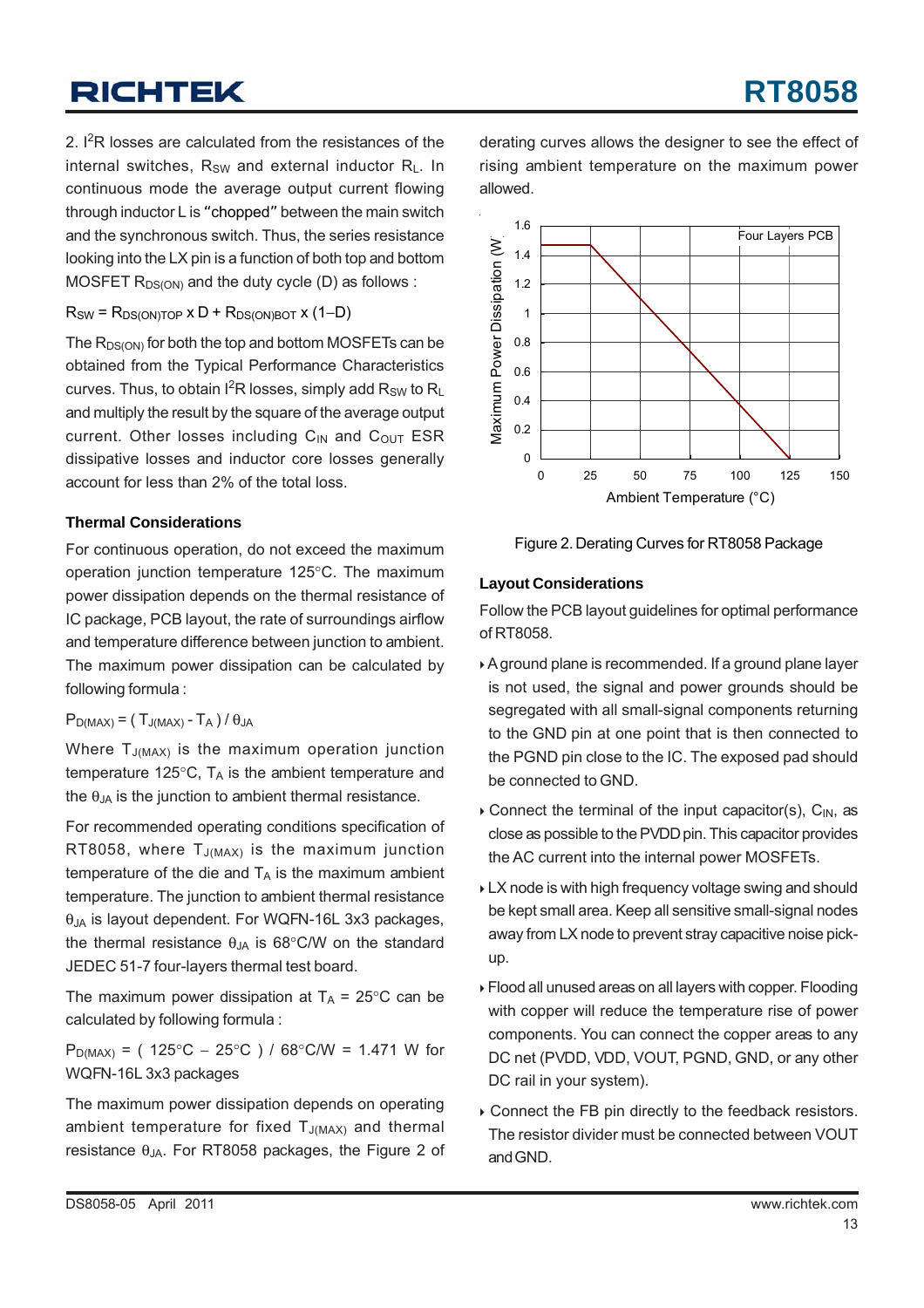2. $I^2R$ losses are calculated from the resistances of the internal switches, $R_{SW}$ and external inductor $R_L$. In continuous mode the average output current flowing through inductor L is "chopped" between the main switch and the synchronous switch. Thus, the series resistance looking into the LX pin is a function of both top and bottom MOSFET $R_{DS(ON)}$ and the duty cycle (D) as follows :

$$R_{SW} = R_{DS(ON)TOP} \times D + R_{DS(ON)BOT} \times (1-D)$$

The $R_{DS(ON)}$ for both the top and bottom MOSFETs can be obtained from the Typical Performance Characteristics curves. Thus, to obtain $I^2R$ losses, simply add $R_{SW}$ to $R_L$ and multiply the result by the square of the average output current. Other losses including $C_{IN}$ and $C_{OUT}$ ESR dissipative losses and inductor core losses generally account for less than 2% of the total loss.

### Thermal Considerations

For continuous operation, do not exceed the maximum operation junction temperature 125°C. The maximum power dissipation depends on the thermal resistance of IC package, PCB layout, the rate of surroundings airflow and temperature difference between junction to ambient. The maximum power dissipation can be calculated by following formula :

$$P_{D(MAX)} = ( T_{J(MAX)} - T_A ) / \theta_{JA}$$

Where $T_{J(MAX)}$ is the maximum operation junction temperature 125°C, $T_A$ is the ambient temperature and the $\theta_{JA}$ is the junction to ambient thermal resistance.

For recommended operating conditions specification of RT8058, where $T_{J(MAX)}$ is the maximum junction temperature of the die and $T_A$ is the maximum ambient temperature. The junction to ambient thermal resistance $\theta_{JA}$ is layout dependent. For WQFN-16L 3x3 packages, the thermal resistance $\theta_{JA}$ is 68°C/W on the standard JEDEC 51-7 four-layers thermal test board.

The maximum power dissipation at $T_A$ = 25°C can be calculated by following formula :

$P_{D(MAX)}$ = ( 125°C − 25°C ) / 68°C/W = 1.471 W for WQFN-16L 3x3 packages

The maximum power dissipation depends on operating ambient temperature for fixed $T_{J(MAX)}$ and thermal resistance $\theta_{JA}$. For RT8058 packages, the Figure 2 of derating curves allows the designer to see the effect of rising ambient temperature on the maximum power allowed.

Figure 2. Derating Curves for RT8058 Package

### Layout Considerations

Follow the PCB layout guidelines for optimal performance of RT8058.

- A ground plane is recommended. If a ground plane layer is not used, the signal and power grounds should be segregated with all small-signal components returning to the GND pin at one point that is then connected to the PGND pin close to the IC. The exposed pad should be connected to GND.
- Connect the terminal of the input capacitor(s), $C_{IN}$, as close as possible to the PVDD pin. This capacitor provides the AC current into the internal power MOSFETs.
- LX node is with high frequency voltage swing and should be kept small area. Keep all sensitive small-signal nodes away from LX node to prevent stray capacitive noise pick-up.
- Flood all unused areas on all layers with copper. Flooding with copper will reduce the temperature rise of power components. You can connect the copper areas to any DC net (PVDD, VDD, VOUT, PGND, GND, or any other DC rail in your system).
- Connect the FB pin directly to the feedback resistors. The resistor divider must be connected between VOUT and GND.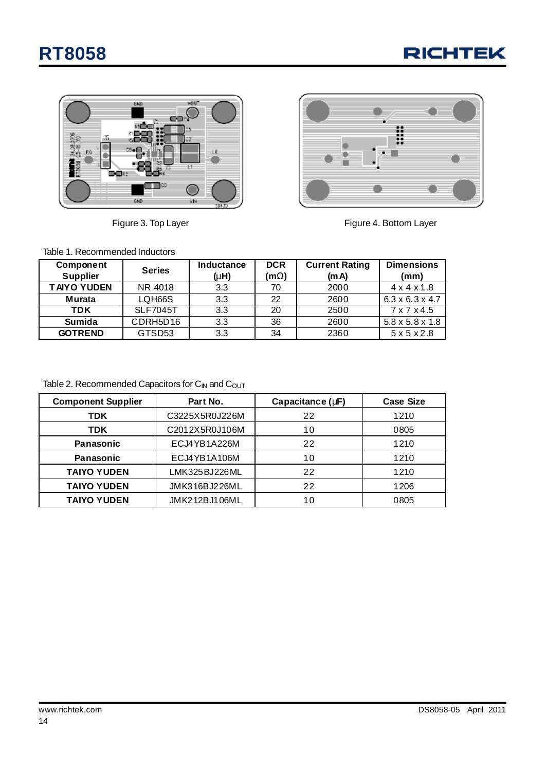Figure 3. Top Layer

Figure 4. Bottom Layer

Table 1. Recommended Inductors

| Component Supplier | Series | Inductance (μH) | DCR (mΩ) | Current Rating (mA) | Dimensions (mm) |
|---|---|---|---|---|---|
| **TAIYO YUDEN** | NR 4018 | 3.3 | 70 | 2000 | 4 x 4 x 1.8 |
| **Murata** | LQH66S | 3.3 | 22 | 2600 | 6.3 x 6.3 x 4.7 |
| **TDK** | SLF7045T | 3.3 | 20 | 2500 | 7 x 7 x 4.5 |
| **Sumida** | CDRH5D16 | 3.3 | 36 | 2600 | 5.8 x 5.8 x 1.8 |
| **GOTREND** | GTSD53 | 3.3 | 34 | 2360 | 5 x 5 x 2.8 |

Table 2. Recommended Capacitors for $C_{IN}$ and $C_{OUT}$

| Component Supplier | Part No. | Capacitance (μF) | Case Size |
|---|---|---|---|
| **TDK** | C3225X5R0J226M | 22 | 1210 |
| **TDK** | C2012X5R0J106M | 10 | 0805 |
| **Panasonic** | ECJ4YB1A226M | 22 | 1210 |
| **Panasonic** | ECJ4YB1A106M | 10 | 1210 |
| **TAIYO YUDEN** | LMK325BJ226ML | 22 | 1210 |
| **TAIYO YUDEN** | JMK316BJ226ML | 22 | 1206 |
| **TAIYO YUDEN** | JMK212BJ106ML | 10 | 0805 |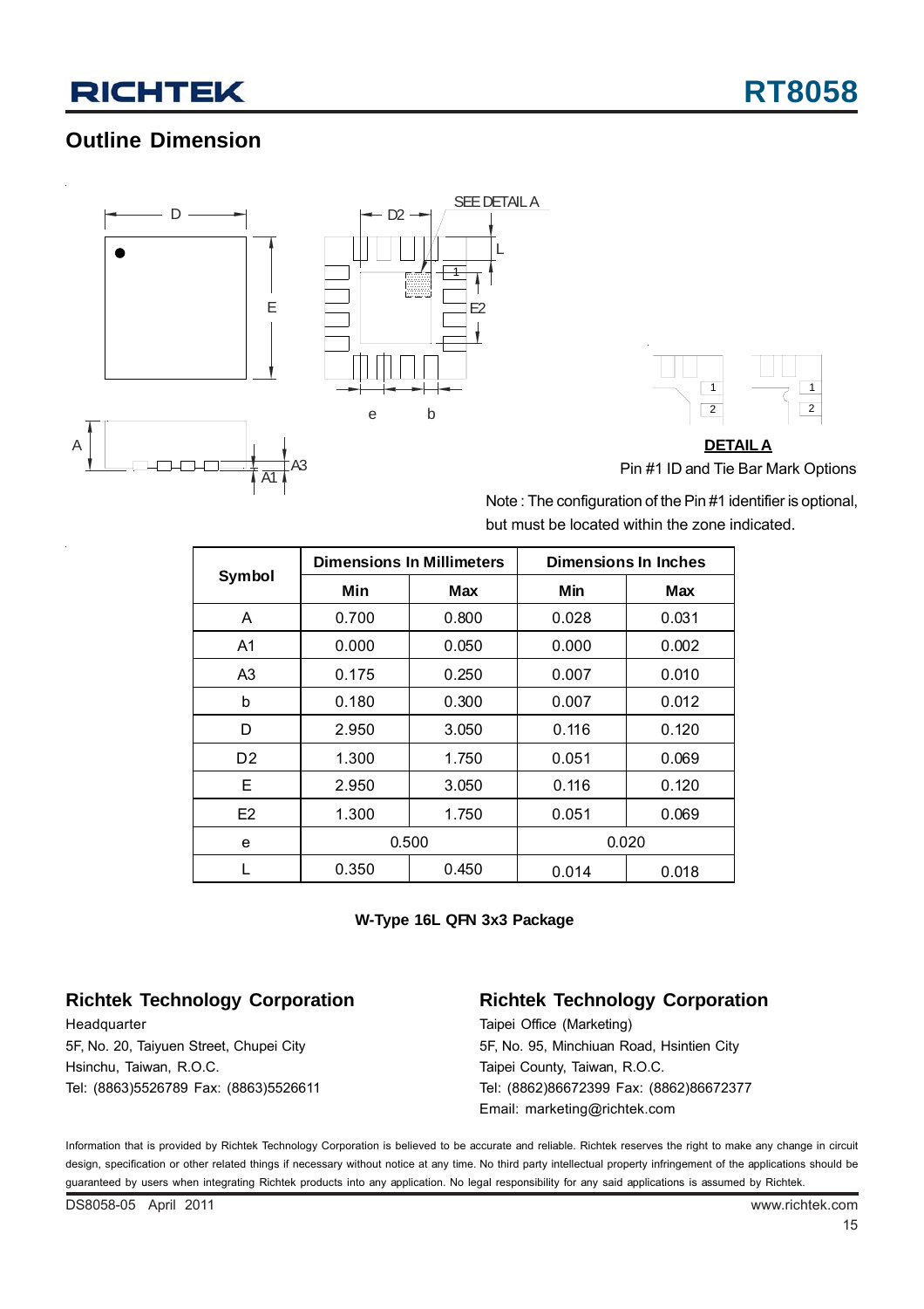## Outline Dimension

SEE DETAIL A

**DETAIL A**

Pin #1 ID and Tie Bar Mark Options

Note : The configuration of the Pin #1 identifier is optional, but must be located within the zone indicated.

| Symbol | Dimensions In Millimeters | | Dimensions In Inches | |
|---|---|---|---|---|
| | Min | Max | Min | Max |
| A | 0.700 | 0.800 | 0.028 | 0.031 |
| A1 | 0.000 | 0.050 | 0.000 | 0.002 |
| A3 | 0.175 | 0.250 | 0.007 | 0.010 |
| b | 0.180 | 0.300 | 0.007 | 0.012 |
| D | 2.950 | 3.050 | 0.116 | 0.120 |
| D2 | 1.300 | 1.750 | 0.051 | 0.069 |
| E | 2.950 | 3.050 | 0.116 | 0.120 |
| E2 | 1.300 | 1.750 | 0.051 | 0.069 |
| e | 0.500 | | 0.020 | |
| L | 0.350 | 0.450 | 0.014 | 0.018 |

**W-Type 16L QFN 3x3 Package**

### Richtek Technology Corporation

Headquarter
5F, No. 20, Taiyuen Street, Chupei City
Hsinchu, Taiwan, R.O.C.
Tel: (8863)5526789 Fax: (8863)5526611

### Richtek Technology Corporation

Taipei Office (Marketing)
5F, No. 95, Minchiuan Road, Hsintien City
Taipei County, Taiwan, R.O.C.
Tel: (8862)86672399 Fax: (8862)86672377
Email: marketing@richtek.com

Information that is provided by Richtek Technology Corporation is believed to be accurate and reliable. Richtek reserves the right to make any change in circuit design, specification or other related things if necessary without notice at any time. No third party intellectual property infringement of the applications should be guaranteed by users when integrating Richtek products into any application. No legal responsibility for any said applications is assumed by Richtek.